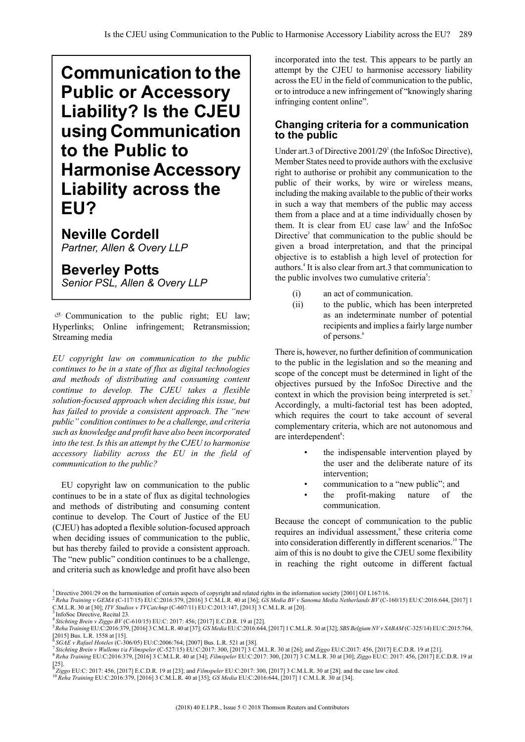# Communication to the Public or Accessory Liability? Is the CJEU using Communication to the Public to Harmonise Accessory Liability across the EU?

**Neville Cordell**
*Partner, Allen & Overy LLP*

**Beverley Potts**
*Senior PSL, Allen & Overy LLP*

Communication to the public right; EU law; Hyperlinks; Online infringement; Retransmission; Streaming media

*EU copyright law on communication to the public continues to be in a state of flux as digital technologies and methods of distributing and consuming content continue to develop. The CJEU takes a flexible solution-focused approach when deciding this issue, but has failed to provide a consistent approach. The "new public" condition continues to be a challenge, and criteria such as knowledge and profit have also been incorporated into the test. Is this an attempt by the CJEU to harmonise accessory liability across the EU in the field of communication to the public?*

EU copyright law on communication to the public continues to be in a state of flux as digital technologies and methods of distributing and consuming content continue to develop. The Court of Justice of the EU (CJEU) has adopted a flexible solution-focused approach when deciding issues of communication to the public, but has thereby failed to provide a consistent approach. The "new public" condition continues to be a challenge, and criteria such as knowledge and profit have also been incorporated into the test. This appears to be partly an attempt by the CJEU to harmonise accessory liability across the EU in the field of communication to the public, or to introduce a new infringement of "knowingly sharing infringing content online".

## Changing criteria for a communication to the public

Under art.3 of Directive 2001/29[1] (the InfoSoc Directive), Member States need to provide authors with the exclusive right to authorise or prohibit any communication to the public of their works, by wire or wireless means, including the making available to the public of their works in such a way that members of the public may access them from a place and at a time individually chosen by them. It is clear from EU case law[2] and the InfoSoc Directive[3] that communication to the public should be given a broad interpretation, and that the principal objective is to establish a high level of protection for authors.[4] It is also clear from art.3 that communication to the public involves two cumulative criteria[5]:

(i) an act of communication.
(ii) to the public, which has been interpreted as an indeterminate number of potential recipients and implies a fairly large number of persons.[6]

There is, however, no further definition of communication to the public in the legislation and so the meaning and scope of the concept must be determined in light of the objectives pursued by the InfoSoc Directive and the context in which the provision being interpreted is set.[7] Accordingly, a multi-factorial test has been adopted, which requires the court to take account of several complementary criteria, which are not autonomous and are interdependent[8]:

- the indispensable intervention played by the user and the deliberate nature of its intervention;
- communication to a "new public"; and
- the profit-making nature of the communication.

Because the concept of communication to the public requires an individual assessment,[9] these criteria come into consideration differently in different scenarios.[10] The aim of this is no doubt to give the CJEU some flexibility in reaching the right outcome in different factual

[1] Directive 2001/29 on the harmonisation of certain aspects of copyright and related rights in the information society [2001] OJ L167/16.
[2] *Reha Training v GEMA* (C-117/15) EU:C:2016:379, [2016] 3 C.M.L.R. 40 at [36]; *GS Media BV v Sanoma Media Netherlands BV* (C-160/15) EU:C:2016:644, [2017] 1 C.M.L.R. 30 at [30]; *ITV Studios v TVCatchup* (C-607/11) EU:C:2013:147, [2013] 3 C.M.L.R. at [20].
[3] InfoSoc Directive, Recital 23.
[4] *Stichting Brein v Ziggo BV* (C-610/15) EU:C: 2017: 456; [2017] E.C.D.R. 19 at [22].
[5] *Reha Training* EU:C:2016:379, [2016] 3 C.M.L.R. 40 at [37]; *GS Media* EU:C:2016:644, [2017] 1 C.M.L.R. 30 at [32]; *SBS Belgium NV v SABAM* (C-325/14) EU:C:2015:764, [2015] Bus. L.R. 1558 at [15].
[6] *SGAE v Rafael Hoteles* (C-306/05) EU:C:2006:764; [2007] Bus. L.R. 521 at [38].
[7] *Stichting Brein v Wullems t/a Filmspeler* (C-527/15) EU:C:2017: 300, [2017] 3 C.M.L.R. 30 at [26]; and *Ziggo* EU:C:2017: 456, [2017] E.C.D.R. 19 at [21].
[8] *Reha Training* EU:C:2016:379, [2016] 3 C.M.L.R. 40 at [34]; *Filmspeler* EU:C:2017: 300, [2017] 3 C.M.L.R. 30 at [30]; *Ziggo* EU:C: 2017: 456, [2017] E.C.D.R. 19 at [25].
[9] *Ziggo* EU:C: 2017: 456, [2017] E.C.D.R. 19 at [23]; and *Filmspeler* EU:C:2017: 300, [2017] 3 C.M.L.R. 30 at [28]. and the case law cited.
[10] *Reha Training* EU:C:2016:379, [2016] 3 C.M.L.R. 40 at [35]; *GS Media* EU:C:2016:644, [2017] 1 C.M.L.R. 30 at [34].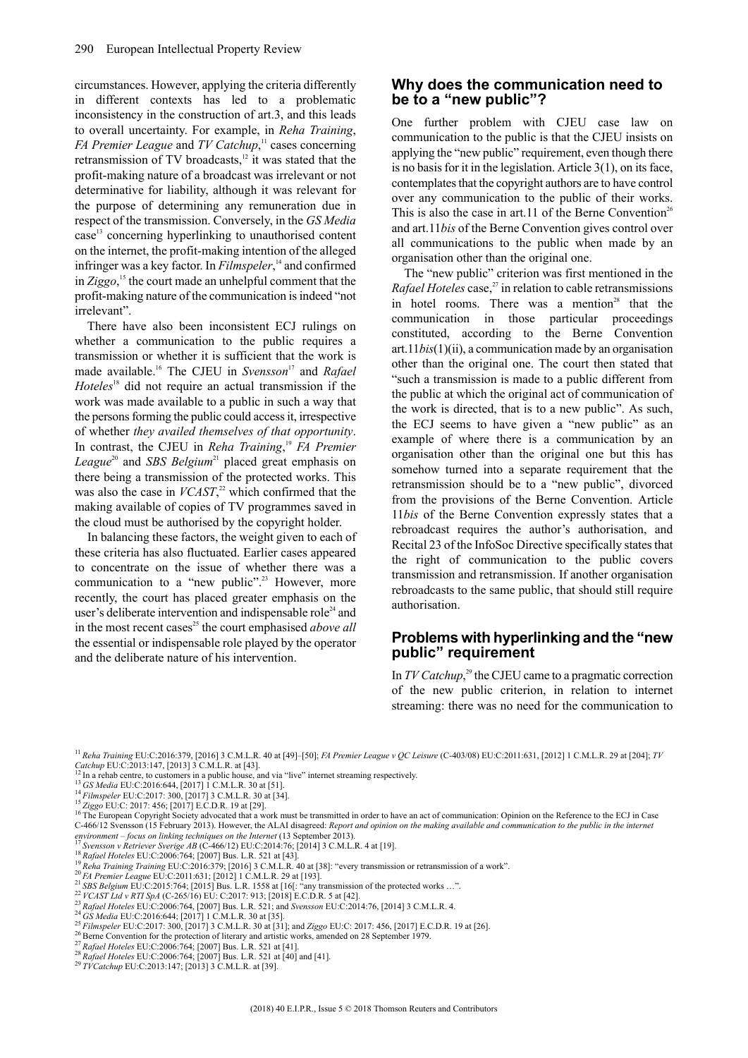circumstances. However, applying the criteria differently in different contexts has led to a problematic inconsistency in the construction of art.3, and this leads to overall uncertainty. For example, in *Reha Training*, *FA Premier League* and *TV Catchup*,[11] cases concerning retransmission of TV broadcasts,[12] it was stated that the profit-making nature of a broadcast was irrelevant or not determinative for liability, although it was relevant for the purpose of determining any remuneration due in respect of the transmission. Conversely, in the *GS Media* case[13] concerning hyperlinking to unauthorised content on the internet, the profit-making intention of the alleged infringer was a key factor. In *Filmspeler*,[14] and confirmed in *Ziggo*,[15] the court made an unhelpful comment that the profit-making nature of the communication is indeed "not irrelevant".

There have also been inconsistent ECJ rulings on whether a communication to the public requires a transmission or whether it is sufficient that the work is made available.[16] The CJEU in *Svensson*[17] and *Rafael Hoteles*[18] did not require an actual transmission if the work was made available to a public in such a way that the persons forming the public could access it, irrespective of whether *they availed themselves of that opportunity*. In contrast, the CJEU in *Reha Training*,[19] *FA Premier League*[20] and *SBS Belgium*[21] placed great emphasis on there being a transmission of the protected works. This was also the case in *VCAST*,[22] which confirmed that the making available of copies of TV programmes saved in the cloud must be authorised by the copyright holder.

In balancing these factors, the weight given to each of these criteria has also fluctuated. Earlier cases appeared to concentrate on the issue of whether there was a communication to a "new public".[23] However, more recently, the court has placed greater emphasis on the user's deliberate intervention and indispensable role[24] and in the most recent cases[25] the court emphasised *above all* the essential or indispensable role played by the operator and the deliberate nature of his intervention.

## Why does the communication need to be to a "new public"?

One further problem with CJEU case law on communication to the public is that the CJEU insists on applying the "new public" requirement, even though there is no basis for it in the legislation. Article 3(1), on its face, contemplates that the copyright authors are to have control over any communication to the public of their works. This is also the case in art.11 of the Berne Convention[26] and art.11*bis* of the Berne Convention gives control over all communications to the public when made by an organisation other than the original one.

The "new public" criterion was first mentioned in the *Rafael Hoteles* case,[27] in relation to cable retransmissions in hotel rooms. There was a mention[28] that the communication in those particular proceedings constituted, according to the Berne Convention art.11*bis*(1)(ii), a communication made by an organisation other than the original one. The court then stated that "such a transmission is made to a public different from the public at which the original act of communication of the work is directed, that is to a new public". As such, the ECJ seems to have given a "new public" as an example of where there is a communication by an organisation other than the original one but this has somehow turned into a separate requirement that the retransmission should be to a "new public", divorced from the provisions of the Berne Convention. Article 11*bis* of the Berne Convention expressly states that a rebroadcast requires the author's authorisation, and Recital 23 of the InfoSoc Directive specifically states that the right of communication to the public covers transmission and retransmission. If another organisation rebroadcasts to the same public, that should still require authorisation.

## Problems with hyperlinking and the "new public" requirement

In *TV Catchup*,[29] the CJEU came to a pragmatic correction of the new public criterion, in relation to internet streaming: there was no need for the communication to

---

[11] *Reha Training* EU:C:2016:379, [2016] 3 C.M.L.R. 40 at [49]–[50]; *FA Premier League v QC Leisure* (C-403/08) EU:C:2011:631, [2012] 1 C.M.L.R. 29 at [204]; *TV Catchup* EU:C:2013:147, [2013] 3 C.M.L.R. at [43].

[12] In a rehab centre, to customers in a public house, and via "live" internet streaming respectively.

[13] *GS Media* EU:C:2016:644, [2017] 1 C.M.L.R. 30 at [51].

[14] *Filmspeler* EU:C:2017: 300, [2017] 3 C.M.L.R. 30 at [34].

[15] *Ziggo* EU:C: 2017: 456; [2017] E.C.D.R. 19 at [29].

[16] The European Copyright Society advocated that a work must be transmitted in order to have an act of communication: Opinion on the Reference to the ECJ in Case C-466/12 Svensson (15 February 2013). However, the ALAI disagreed: *Report and opinion on the making available and communication to the public in the internet environment – focus on linking techniques on the Internet* (13 September 2013).

[17] *Svensson v Retriever Sverige AB* (C-466/12) EU:C:2014:76; [2014] 3 C.M.L.R. 4 at [19].

[18] *Rafael Hoteles* EU:C:2006:764; [2007] Bus. L.R. 521 at [43].

[19] *Reha Training Training* EU:C:2016:379; [2016] 3 C.M.L.R. 40 at [38]: "every transmission or retransmission of a work".

[20] *FA Premier League* EU:C:2011:631; [2012] 1 C.M.L.R. 29 at [193].

[21] *SBS Belgium* EU:C:2015:764; [2015] Bus. L.R. 1558 at [16[: "any transmission of the protected works …".

[22] *VCAST Ltd v RTI SpA* (C-265/16) EU: C:2017: 913; [2018] E.C.D.R. 5 at [42].

[23] *Rafael Hoteles* EU:C:2006:764, [2007] Bus. L.R. 521; and *Svensson* EU:C:2014:76, [2014] 3 C.M.L.R. 4.

[24] *GS Media* EU:C:2016:644; [2017] 1 C.M.L.R. 30 at [35].

[25] *Filmspeler* EU:C:2017: 300, [2017] 3 C.M.L.R. 30 at [31]; and *Ziggo* EU:C: 2017: 456, [2017] E.C.D.R. 19 at [26].

[26] Berne Convention for the protection of literary and artistic works, amended on 28 September 1979.

[27] *Rafael Hoteles* EU:C:2006:764; [2007] Bus. L.R. 521 at [41].

[28] *Rafael Hoteles* EU:C:2006:764; [2007] Bus. L.R. 521 at [40] and [41].

[29] *TVCatchup* EU:C:2013:147; [2013] 3 C.M.L.R. at [39].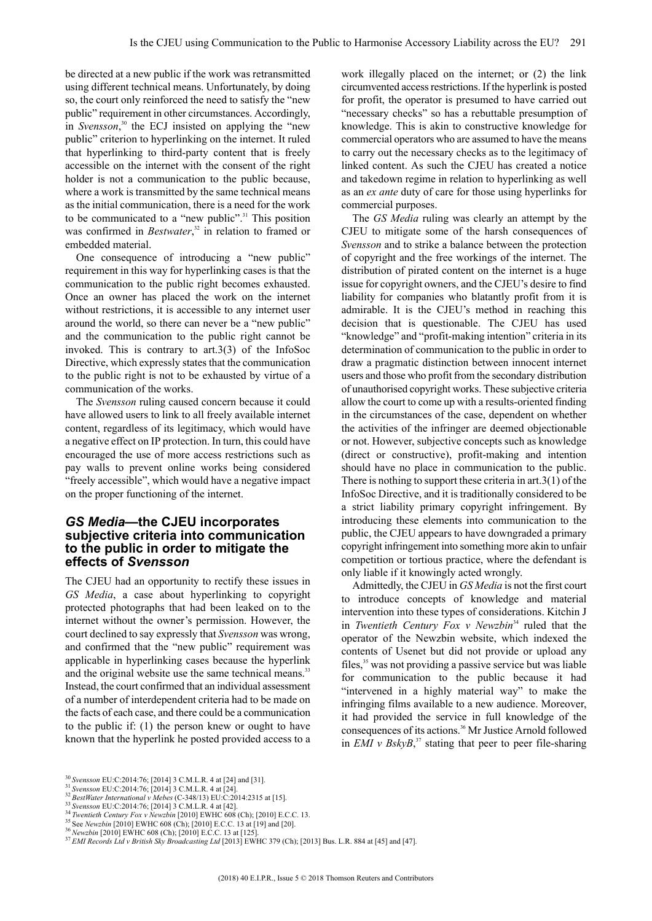be directed at a new public if the work was retransmitted using different technical means. Unfortunately, by doing so, the court only reinforced the need to satisfy the "new public" requirement in other circumstances. Accordingly, in *Svensson*,[30] the ECJ insisted on applying the "new public" criterion to hyperlinking on the internet. It ruled that hyperlinking to third-party content that is freely accessible on the internet with the consent of the right holder is not a communication to the public because, where a work is transmitted by the same technical means as the initial communication, there is a need for the work to be communicated to a "new public".[31] This position was confirmed in *Bestwater*,[32] in relation to framed or embedded material.

One consequence of introducing a "new public" requirement in this way for hyperlinking cases is that the communication to the public right becomes exhausted. Once an owner has placed the work on the internet without restrictions, it is accessible to any internet user around the world, so there can never be a "new public" and the communication to the public right cannot be invoked. This is contrary to art.3(3) of the InfoSoc Directive, which expressly states that the communication to the public right is not to be exhausted by virtue of a communication of the works.

The *Svensson* ruling caused concern because it could have allowed users to link to all freely available internet content, regardless of its legitimacy, which would have a negative effect on IP protection. In turn, this could have encouraged the use of more access restrictions such as pay walls to prevent online works being considered "freely accessible", which would have a negative impact on the proper functioning of the internet.

## *GS Media*—the CJEU incorporates subjective criteria into communication to the public in order to mitigate the effects of *Svensson*

The CJEU had an opportunity to rectify these issues in *GS Media*, a case about hyperlinking to copyright protected photographs that had been leaked on to the internet without the owner's permission. However, the court declined to say expressly that *Svensson* was wrong, and confirmed that the "new public" requirement was applicable in hyperlinking cases because the hyperlink and the original website use the same technical means.[33] Instead, the court confirmed that an individual assessment of a number of interdependent criteria had to be made on the facts of each case, and there could be a communication to the public if: (1) the person knew or ought to have known that the hyperlink he posted provided access to a work illegally placed on the internet; or (2) the link circumvented access restrictions. If the hyperlink is posted for profit, the operator is presumed to have carried out "necessary checks" so has a rebuttable presumption of knowledge. This is akin to constructive knowledge for commercial operators who are assumed to have the means to carry out the necessary checks as to the legitimacy of linked content. As such the CJEU has created a notice and takedown regime in relation to hyperlinking as well as an *ex ante* duty of care for those using hyperlinks for commercial purposes.

The *GS Media* ruling was clearly an attempt by the CJEU to mitigate some of the harsh consequences of *Svensson* and to strike a balance between the protection of copyright and the free workings of the internet. The distribution of pirated content on the internet is a huge issue for copyright owners, and the CJEU's desire to find liability for companies who blatantly profit from it is admirable. It is the CJEU's method in reaching this decision that is questionable. The CJEU has used "knowledge" and "profit-making intention" criteria in its determination of communication to the public in order to draw a pragmatic distinction between innocent internet users and those who profit from the secondary distribution of unauthorised copyright works. These subjective criteria allow the court to come up with a results-oriented finding in the circumstances of the case, dependent on whether the activities of the infringer are deemed objectionable or not. However, subjective concepts such as knowledge (direct or constructive), profit-making and intention should have no place in communication to the public. There is nothing to support these criteria in art.3(1) of the InfoSoc Directive, and it is traditionally considered to be a strict liability primary copyright infringement. By introducing these elements into communication to the public, the CJEU appears to have downgraded a primary copyright infringement into something more akin to unfair competition or tortious practice, where the defendant is only liable if it knowingly acted wrongly.

Admittedly, the CJEU in *GS Media* is not the first court to introduce concepts of knowledge and material intervention into these types of considerations. Kitchin J in *Twentieth Century Fox v Newzbin*[34] ruled that the operator of the Newzbin website, which indexed the contents of Usenet but did not provide or upload any files,[35] was not providing a passive service but was liable for communication to the public because it had "intervened in a highly material way" to make the infringing films available to a new audience. Moreover, it had provided the service in full knowledge of the consequences of its actions.[36] Mr Justice Arnold followed in *EMI v BskyB*,[37] stating that peer to peer file-sharing

[30] *Svensson* EU:C:2014:76; [2014] 3 C.M.L.R. 4 at [24] and [31].
[31] *Svensson* EU:C:2014:76; [2014] 3 C.M.L.R. 4 at [24].
[32] *BestWater International v Mebes* (C-348/13) EU:C:2014:2315 at [15].
[33] *Svensson* EU:C:2014:76; [2014] 3 C.M.L.R. 4 at [42].
[34] *Twentieth Century Fox v Newzbin* [2010] EWHC 608 (Ch); [2010] E.C.C. 13.
[35] See *Newzbin* [2010] EWHC 608 (Ch); [2010] E.C.C. 13 at [19] and [20].
[36] *Newzbin* [2010] EWHC 608 (Ch); [2010] E.C.C. 13 at [125].
[37] *EMI Records Ltd v British Sky Broadcasting Ltd* [2013] EWHC 379 (Ch); [2013] Bus. L.R. 884 at [45] and [47].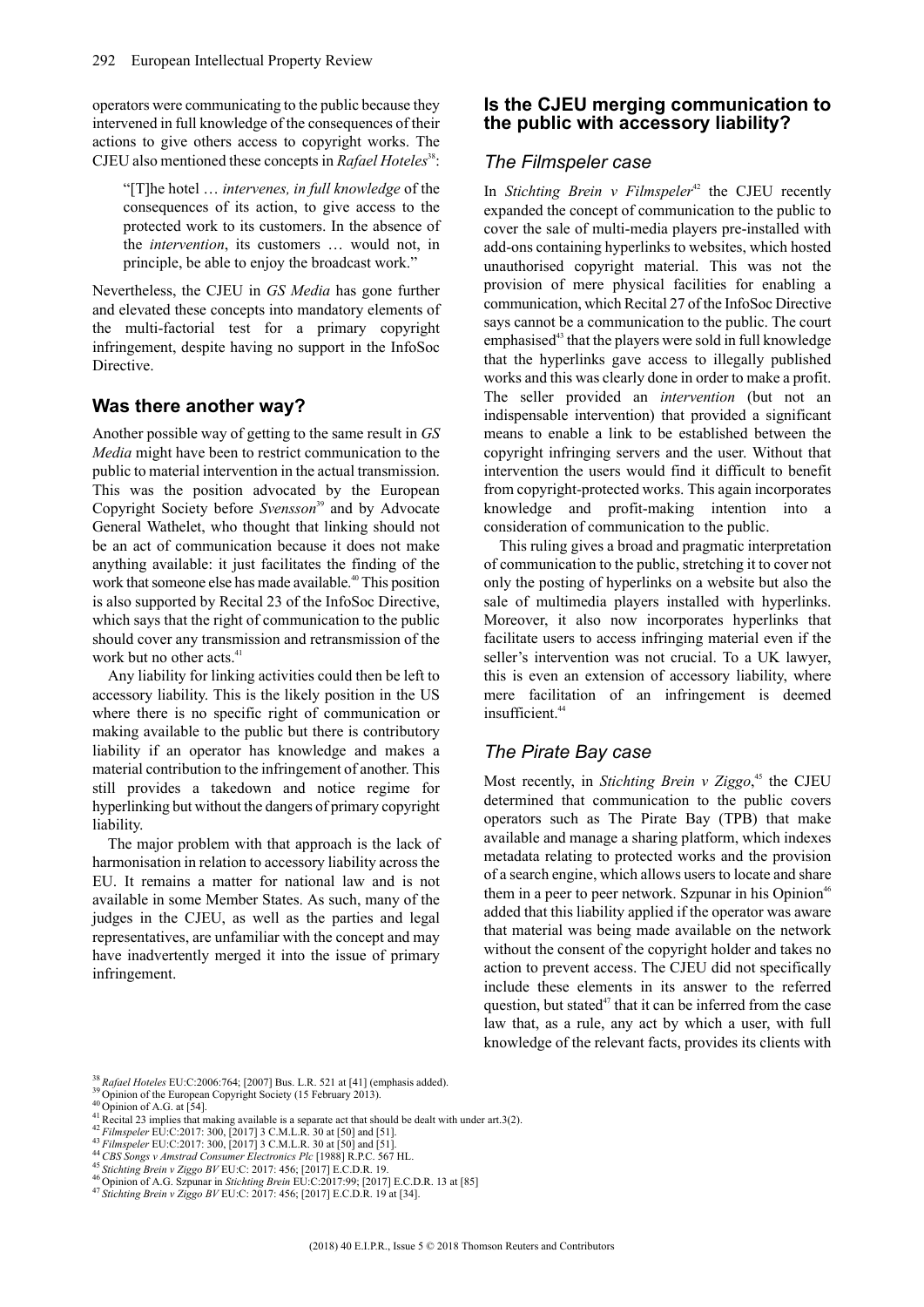operators were communicating to the public because they intervened in full knowledge of the consequences of their actions to give others access to copyright works. The CJEU also mentioned these concepts in *Rafael Hoteles*[38]:

> "[T]he hotel … *intervenes, in full knowledge* of the consequences of its action, to give access to the protected work to its customers. In the absence of the *intervention*, its customers … would not, in principle, be able to enjoy the broadcast work."

Nevertheless, the CJEU in *GS Media* has gone further and elevated these concepts into mandatory elements of the multi-factorial test for a primary copyright infringement, despite having no support in the InfoSoc Directive.

## Was there another way?

Another possible way of getting to the same result in *GS Media* might have been to restrict communication to the public to material intervention in the actual transmission. This was the position advocated by the European Copyright Society before *Svensson*[39] and by Advocate General Wathelet, who thought that linking should not be an act of communication because it does not make anything available: it just facilitates the finding of the work that someone else has made available.[40] This position is also supported by Recital 23 of the InfoSoc Directive, which says that the right of communication to the public should cover any transmission and retransmission of the work but no other acts.[41]

Any liability for linking activities could then be left to accessory liability. This is the likely position in the US where there is no specific right of communication or making available to the public but there is contributory liability if an operator has knowledge and makes a material contribution to the infringement of another. This still provides a takedown and notice regime for hyperlinking but without the dangers of primary copyright liability.

The major problem with that approach is the lack of harmonisation in relation to accessory liability across the EU. It remains a matter for national law and is not available in some Member States. As such, many of the judges in the CJEU, as well as the parties and legal representatives, are unfamiliar with the concept and may have inadvertently merged it into the issue of primary infringement.

## Is the CJEU merging communication to the public with accessory liability?

### The Filmspeler case

In *Stichting Brein v Filmspeler*[42] the CJEU recently expanded the concept of communication to the public to cover the sale of multi-media players pre-installed with add-ons containing hyperlinks to websites, which hosted unauthorised copyright material. This was not the provision of mere physical facilities for enabling a communication, which Recital 27 of the InfoSoc Directive says cannot be a communication to the public. The court emphasised[43] that the players were sold in full knowledge that the hyperlinks gave access to illegally published works and this was clearly done in order to make a profit. The seller provided an *intervention* (but not an indispensable intervention) that provided a significant means to enable a link to be established between the copyright infringing servers and the user. Without that intervention the users would find it difficult to benefit from copyright-protected works. This again incorporates knowledge and profit-making intention into a consideration of communication to the public.

This ruling gives a broad and pragmatic interpretation of communication to the public, stretching it to cover not only the posting of hyperlinks on a website but also the sale of multimedia players installed with hyperlinks. Moreover, it also now incorporates hyperlinks that facilitate users to access infringing material even if the seller's intervention was not crucial. To a UK lawyer, this is even an extension of accessory liability, where mere facilitation of an infringement is deemed insufficient.[44]

### The Pirate Bay case

Most recently, in *Stichting Brein v Ziggo*,[45] the CJEU determined that communication to the public covers operators such as The Pirate Bay (TPB) that make available and manage a sharing platform, which indexes metadata relating to protected works and the provision of a search engine, which allows users to locate and share them in a peer to peer network. Szpunar in his Opinion[46] added that this liability applied if the operator was aware that material was being made available on the network without the consent of the copyright holder and takes no action to prevent access. The CJEU did not specifically include these elements in its answer to the referred question, but stated[47] that it can be inferred from the case law that, as a rule, any act by which a user, with full knowledge of the relevant facts, provides its clients with

---

[38] *Rafael Hoteles* EU:C:2006:764; [2007] Bus. L.R. 521 at [41] (emphasis added).
[39] Opinion of the European Copyright Society (15 February 2013).
[40] Opinion of A.G. at [54].
[41] Recital 23 implies that making available is a separate act that should be dealt with under art.3(2).
[42] *Filmspeler* EU:C:2017: 300, [2017] 3 C.M.L.R. 30 at [50] and [51].
[43] *Filmspeler* EU:C:2017: 300, [2017] 3 C.M.L.R. 30 at [50] and [51].
[44] *CBS Songs v Amstrad Consumer Electronics Plc* [1988] R.P.C. 567 HL.
[45] *Stichting Brein v Ziggo BV* EU:C: 2017: 456; [2017] E.C.D.R. 19.
[46] Opinion of A.G. Szpunar in *Stichting Brein* EU:C:2017:99; [2017] E.C.D.R. 13 at [85]
[47] *Stichting Brein v Ziggo BV* EU:C: 2017: 456; [2017] E.C.D.R. 19 at [34].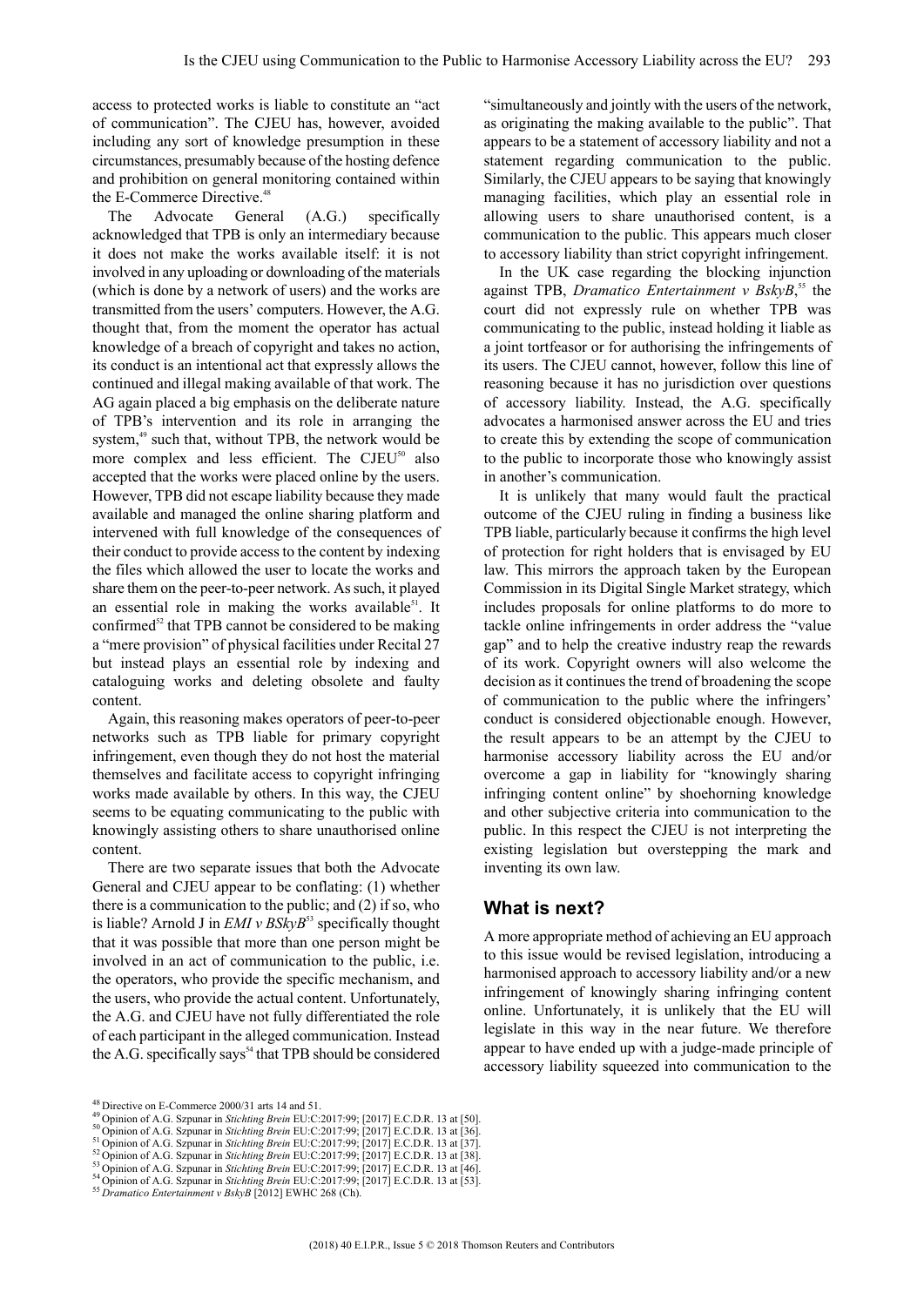access to protected works is liable to constitute an "act of communication". The CJEU has, however, avoided including any sort of knowledge presumption in these circumstances, presumably because of the hosting defence and prohibition on general monitoring contained within the E-Commerce Directive.[48]

The Advocate General (A.G.) specifically acknowledged that TPB is only an intermediary because it does not make the works available itself: it is not involved in any uploading or downloading of the materials (which is done by a network of users) and the works are transmitted from the users' computers. However, the A.G. thought that, from the moment the operator has actual knowledge of a breach of copyright and takes no action, its conduct is an intentional act that expressly allows the continued and illegal making available of that work. The AG again placed a big emphasis on the deliberate nature of TPB's intervention and its role in arranging the system,[49] such that, without TPB, the network would be more complex and less efficient. The CJEU[50] also accepted that the works were placed online by the users. However, TPB did not escape liability because they made available and managed the online sharing platform and intervened with full knowledge of the consequences of their conduct to provide access to the content by indexing the files which allowed the user to locate the works and share them on the peer-to-peer network. As such, it played an essential role in making the works available[51]. It confirmed[52] that TPB cannot be considered to be making a "mere provision" of physical facilities under Recital 27 but instead plays an essential role by indexing and cataloguing works and deleting obsolete and faulty content.

Again, this reasoning makes operators of peer-to-peer networks such as TPB liable for primary copyright infringement, even though they do not host the material themselves and facilitate access to copyright infringing works made available by others. In this way, the CJEU seems to be equating communicating to the public with knowingly assisting others to share unauthorised online content.

There are two separate issues that both the Advocate General and CJEU appear to be conflating: (1) whether there is a communication to the public; and (2) if so, who is liable? Arnold J in *EMI v BSkyB*[53] specifically thought that it was possible that more than one person might be involved in an act of communication to the public, i.e. the operators, who provide the specific mechanism, and the users, who provide the actual content. Unfortunately, the A.G. and CJEU have not fully differentiated the role of each participant in the alleged communication. Instead the A.G. specifically says[54] that TPB should be considered "simultaneously and jointly with the users of the network, as originating the making available to the public". That appears to be a statement of accessory liability and not a statement regarding communication to the public. Similarly, the CJEU appears to be saying that knowingly managing facilities, which play an essential role in allowing users to share unauthorised content, is a communication to the public. This appears much closer to accessory liability than strict copyright infringement.

In the UK case regarding the blocking injunction against TPB, *Dramatico Entertainment v BskyB*,[55] the court did not expressly rule on whether TPB was communicating to the public, instead holding it liable as a joint tortfeasor or for authorising the infringements of its users. The CJEU cannot, however, follow this line of reasoning because it has no jurisdiction over questions of accessory liability. Instead, the A.G. specifically advocates a harmonised answer across the EU and tries to create this by extending the scope of communication to the public to incorporate those who knowingly assist in another's communication.

It is unlikely that many would fault the practical outcome of the CJEU ruling in finding a business like TPB liable, particularly because it confirms the high level of protection for right holders that is envisaged by EU law. This mirrors the approach taken by the European Commission in its Digital Single Market strategy, which includes proposals for online platforms to do more to tackle online infringements in order address the "value gap" and to help the creative industry reap the rewards of its work. Copyright owners will also welcome the decision as it continues the trend of broadening the scope of communication to the public where the infringers' conduct is considered objectionable enough. However, the result appears to be an attempt by the CJEU to harmonise accessory liability across the EU and/or overcome a gap in liability for "knowingly sharing infringing content online" by shoehorning knowledge and other subjective criteria into communication to the public. In this respect the CJEU is not interpreting the existing legislation but overstepping the mark and inventing its own law.

## What is next?

A more appropriate method of achieving an EU approach to this issue would be revised legislation, introducing a harmonised approach to accessory liability and/or a new infringement of knowingly sharing infringing content online. Unfortunately, it is unlikely that the EU will legislate in this way in the near future. We therefore appear to have ended up with a judge-made principle of accessory liability squeezed into communication to the

---

[48] Directive on E-Commerce 2000/31 arts 14 and 51.
[49] Opinion of A.G. Szpunar in *Stichting Brein* EU:C:2017:99; [2017] E.C.D.R. 13 at [50].
[50] Opinion of A.G. Szpunar in *Stichting Brein* EU:C:2017:99; [2017] E.C.D.R. 13 at [36].
[51] Opinion of A.G. Szpunar in *Stichting Brein* EU:C:2017:99; [2017] E.C.D.R. 13 at [37].
[52] Opinion of A.G. Szpunar in *Stichting Brein* EU:C:2017:99; [2017] E.C.D.R. 13 at [38].
[53] Opinion of A.G. Szpunar in *Stichting Brein* EU:C:2017:99; [2017] E.C.D.R. 13 at [46].
[54] Opinion of A.G. Szpunar in *Stichting Brein* EU:C:2017:99; [2017] E.C.D.R. 13 at [53].
[55] *Dramatico Entertainment v BskyB* [2012] EWHC 268 (Ch).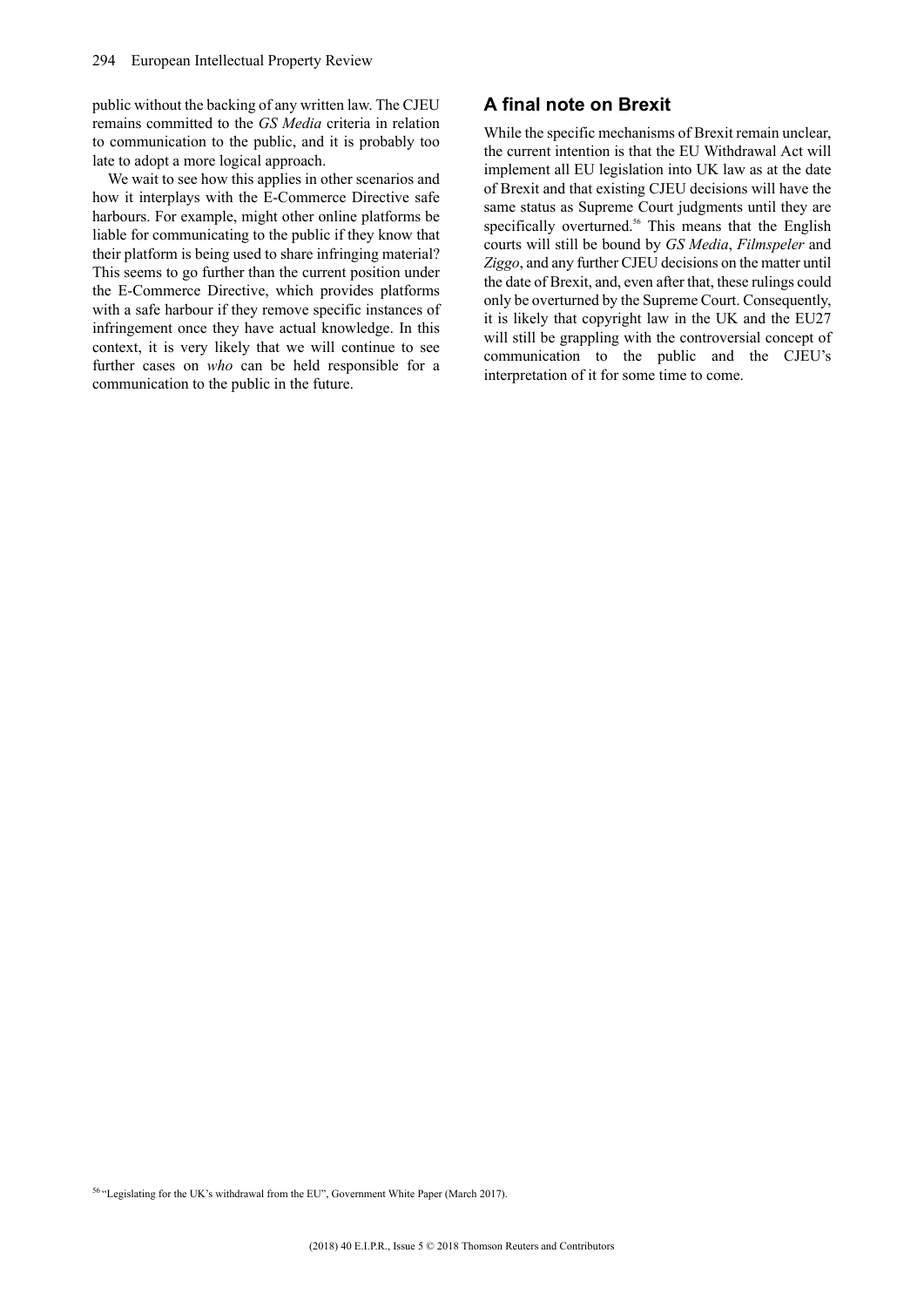public without the backing of any written law. The CJEU remains committed to the *GS Media* criteria in relation to communication to the public, and it is probably too late to adopt a more logical approach.

We wait to see how this applies in other scenarios and how it interplays with the E-Commerce Directive safe harbours. For example, might other online platforms be liable for communicating to the public if they know that their platform is being used to share infringing material? This seems to go further than the current position under the E-Commerce Directive, which provides platforms with a safe harbour if they remove specific instances of infringement once they have actual knowledge. In this context, it is very likely that we will continue to see further cases on *who* can be held responsible for a communication to the public in the future.

## A final note on Brexit

While the specific mechanisms of Brexit remain unclear, the current intention is that the EU Withdrawal Act will implement all EU legislation into UK law as at the date of Brexit and that existing CJEU decisions will have the same status as Supreme Court judgments until they are specifically overturned.[56] This means that the English courts will still be bound by *GS Media*, *Filmspeler* and *Ziggo*, and any further CJEU decisions on the matter until the date of Brexit, and, even after that, these rulings could only be overturned by the Supreme Court. Consequently, it is likely that copyright law in the UK and the EU27 will still be grappling with the controversial concept of communication to the public and the CJEU's interpretation of it for some time to come.

[56] "Legislating for the UK's withdrawal from the EU", Government White Paper (March 2017).